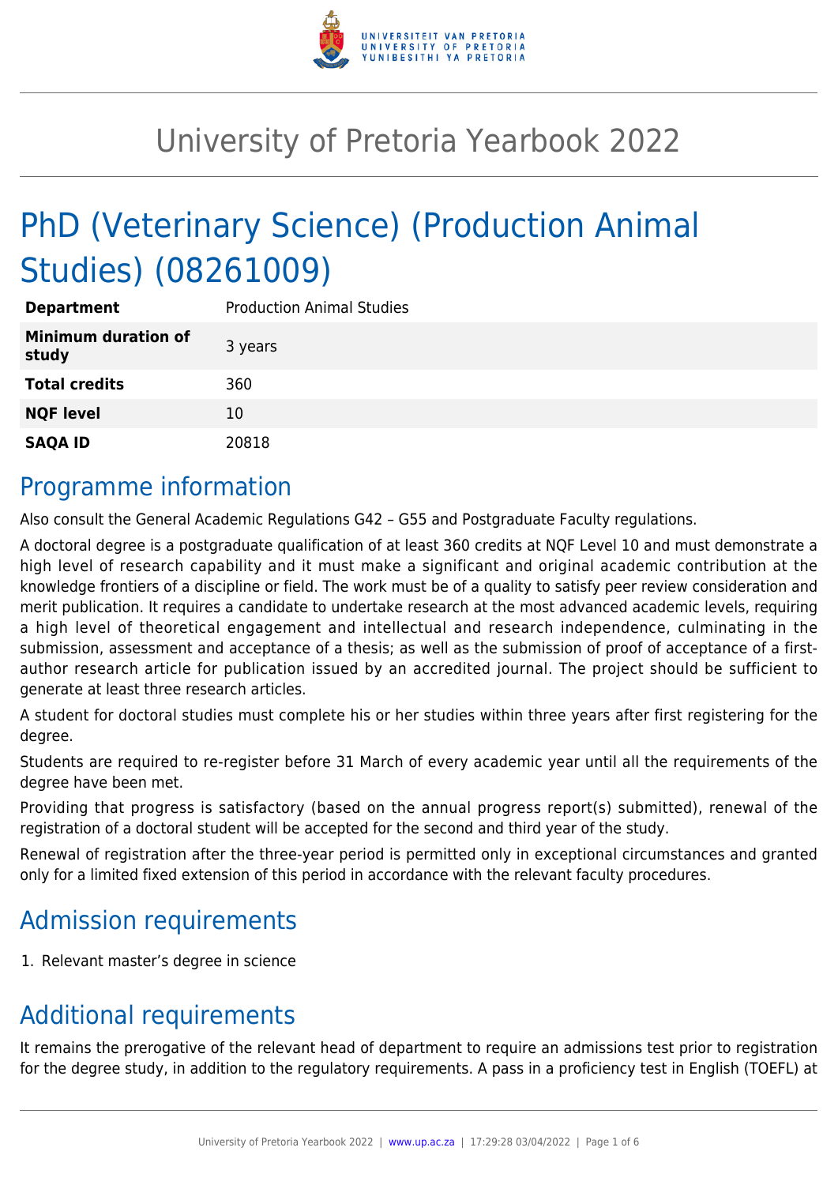# University of Pretoria Yearbook 2022

# PhD (Veterinary Science) (Production Animal Studies) (08261009)

| | |
|---|---|
| **Department** | Production Animal Studies |
| **Minimum duration of study** | 3 years |
| **Total credits** | 360 |
| **NQF level** | 10 |
| **SAQA ID** | 20818 |

## Programme information

Also consult the General Academic Regulations G42 – G55 and Postgraduate Faculty regulations.

A doctoral degree is a postgraduate qualification of at least 360 credits at NQF Level 10 and must demonstrate a high level of research capability and it must make a significant and original academic contribution at the knowledge frontiers of a discipline or field. The work must be of a quality to satisfy peer review consideration and merit publication. It requires a candidate to undertake research at the most advanced academic levels, requiring a high level of theoretical engagement and intellectual and research independence, culminating in the submission, assessment and acceptance of a thesis; as well as the submission of proof of acceptance of a first-author research article for publication issued by an accredited journal. The project should be sufficient to generate at least three research articles.

A student for doctoral studies must complete his or her studies within three years after first registering for the degree.

Students are required to re-register before 31 March of every academic year until all the requirements of the degree have been met.

Providing that progress is satisfactory (based on the annual progress report(s) submitted), renewal of the registration of a doctoral student will be accepted for the second and third year of the study.

Renewal of registration after the three-year period is permitted only in exceptional circumstances and granted only for a limited fixed extension of this period in accordance with the relevant faculty procedures.

## Admission requirements

1. Relevant master's degree in science

## Additional requirements

It remains the prerogative of the relevant head of department to require an admissions test prior to registration for the degree study, in addition to the regulatory requirements. A pass in a proficiency test in English (TOEFL) at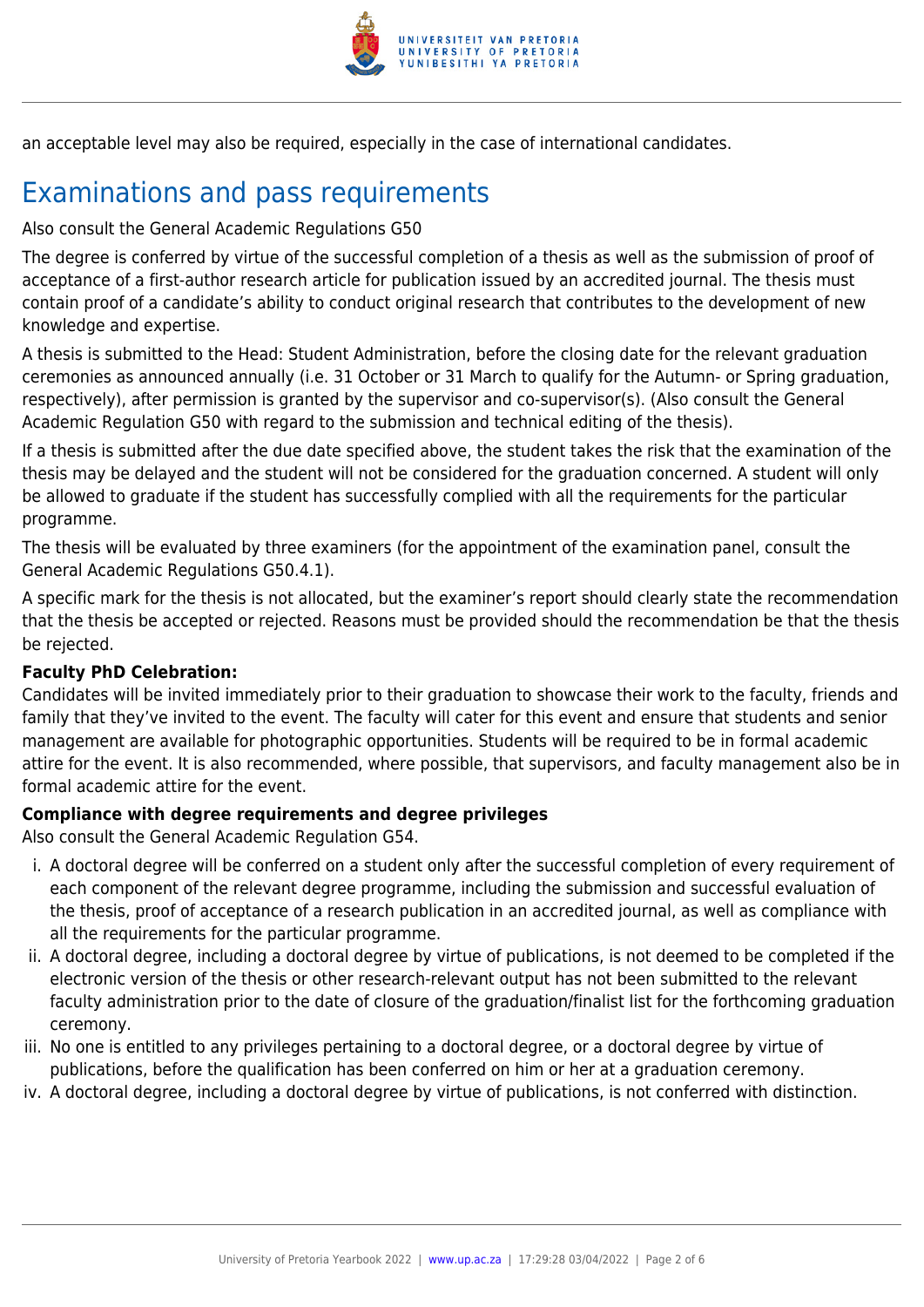an acceptable level may also be required, especially in the case of international candidates.

## Examinations and pass requirements

Also consult the General Academic Regulations G50

The degree is conferred by virtue of the successful completion of a thesis as well as the submission of proof of acceptance of a first-author research article for publication issued by an accredited journal. The thesis must contain proof of a candidate's ability to conduct original research that contributes to the development of new knowledge and expertise.

A thesis is submitted to the Head: Student Administration, before the closing date for the relevant graduation ceremonies as announced annually (i.e. 31 October or 31 March to qualify for the Autumn- or Spring graduation, respectively), after permission is granted by the supervisor and co-supervisor(s). (Also consult the General Academic Regulation G50 with regard to the submission and technical editing of the thesis).

If a thesis is submitted after the due date specified above, the student takes the risk that the examination of the thesis may be delayed and the student will not be considered for the graduation concerned. A student will only be allowed to graduate if the student has successfully complied with all the requirements for the particular programme.

The thesis will be evaluated by three examiners (for the appointment of the examination panel, consult the General Academic Regulations G50.4.1).

A specific mark for the thesis is not allocated, but the examiner's report should clearly state the recommendation that the thesis be accepted or rejected. Reasons must be provided should the recommendation be that the thesis be rejected.

**Faculty PhD Celebration:**
Candidates will be invited immediately prior to their graduation to showcase their work to the faculty, friends and family that they've invited to the event. The faculty will cater for this event and ensure that students and senior management are available for photographic opportunities. Students will be required to be in formal academic attire for the event. It is also recommended, where possible, that supervisors, and faculty management also be in formal academic attire for the event.

**Compliance with degree requirements and degree privileges**
Also consult the General Academic Regulation G54.

i. A doctoral degree will be conferred on a student only after the successful completion of every requirement of each component of the relevant degree programme, including the submission and successful evaluation of the thesis, proof of acceptance of a research publication in an accredited journal, as well as compliance with all the requirements for the particular programme.
ii. A doctoral degree, including a doctoral degree by virtue of publications, is not deemed to be completed if the electronic version of the thesis or other research-relevant output has not been submitted to the relevant faculty administration prior to the date of closure of the graduation/finalist list for the forthcoming graduation ceremony.
iii. No one is entitled to any privileges pertaining to a doctoral degree, or a doctoral degree by virtue of publications, before the qualification has been conferred on him or her at a graduation ceremony.
iv. A doctoral degree, including a doctoral degree by virtue of publications, is not conferred with distinction.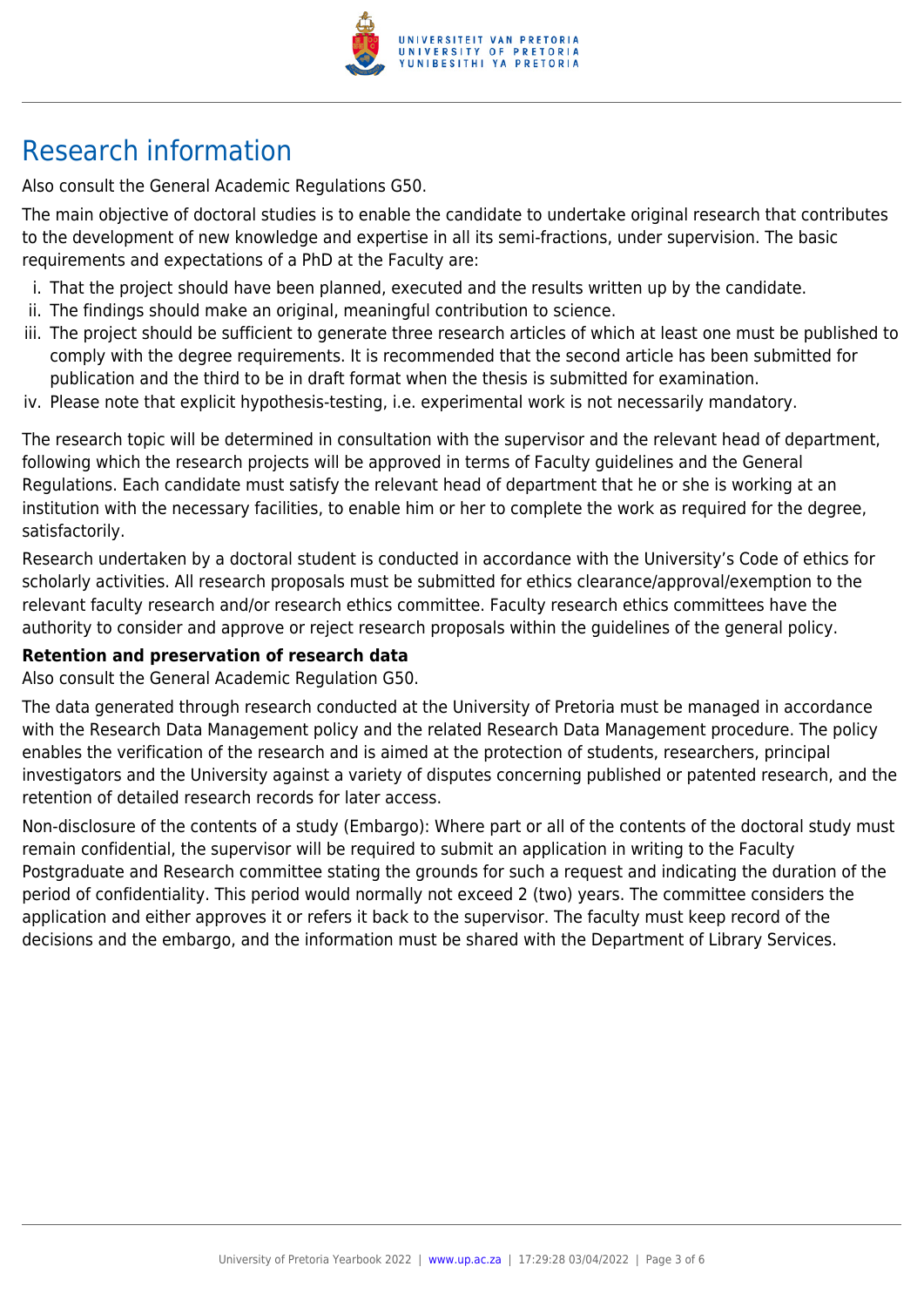# Research information

Also consult the General Academic Regulations G50.

The main objective of doctoral studies is to enable the candidate to undertake original research that contributes to the development of new knowledge and expertise in all its semi-fractions, under supervision. The basic requirements and expectations of a PhD at the Faculty are:

i. That the project should have been planned, executed and the results written up by the candidate.
ii. The findings should make an original, meaningful contribution to science.
iii. The project should be sufficient to generate three research articles of which at least one must be published to comply with the degree requirements. It is recommended that the second article has been submitted for publication and the third to be in draft format when the thesis is submitted for examination.
iv. Please note that explicit hypothesis-testing, i.e. experimental work is not necessarily mandatory.

The research topic will be determined in consultation with the supervisor and the relevant head of department, following which the research projects will be approved in terms of Faculty guidelines and the General Regulations. Each candidate must satisfy the relevant head of department that he or she is working at an institution with the necessary facilities, to enable him or her to complete the work as required for the degree, satisfactorily.

Research undertaken by a doctoral student is conducted in accordance with the University's Code of ethics for scholarly activities. All research proposals must be submitted for ethics clearance/approval/exemption to the relevant faculty research and/or research ethics committee. Faculty research ethics committees have the authority to consider and approve or reject research proposals within the guidelines of the general policy.

**Retention and preservation of research data**

Also consult the General Academic Regulation G50.

The data generated through research conducted at the University of Pretoria must be managed in accordance with the Research Data Management policy and the related Research Data Management procedure. The policy enables the verification of the research and is aimed at the protection of students, researchers, principal investigators and the University against a variety of disputes concerning published or patented research, and the retention of detailed research records for later access.

Non-disclosure of the contents of a study (Embargo): Where part or all of the contents of the doctoral study must remain confidential, the supervisor will be required to submit an application in writing to the Faculty Postgraduate and Research committee stating the grounds for such a request and indicating the duration of the period of confidentiality. This period would normally not exceed 2 (two) years. The committee considers the application and either approves it or refers it back to the supervisor. The faculty must keep record of the decisions and the embargo, and the information must be shared with the Department of Library Services.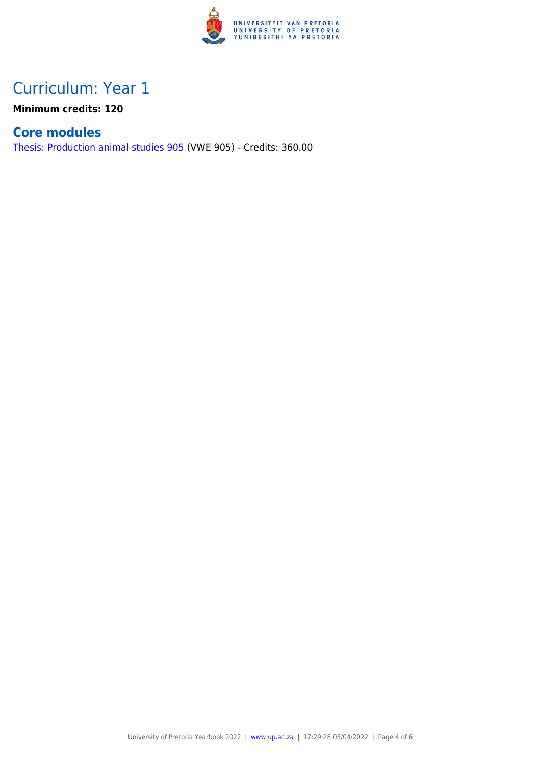# Curriculum: Year 1

**Minimum credits: 120**

## Core modules

Thesis: Production animal studies 905 (VWE 905) - Credits: 360.00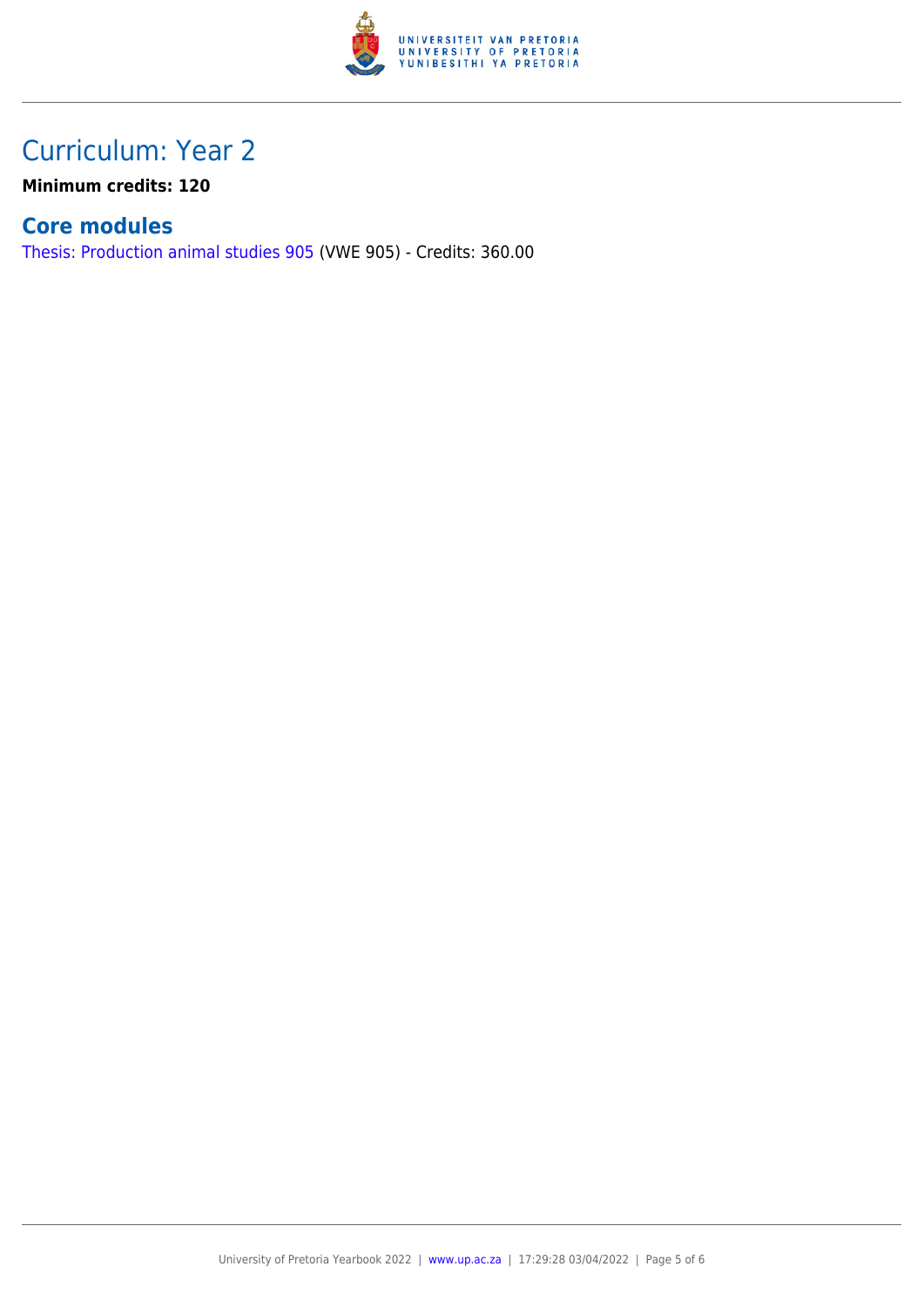# Curriculum: Year 2

**Minimum credits: 120**

## Core modules

Thesis: Production animal studies 905 (VWE 905) - Credits: 360.00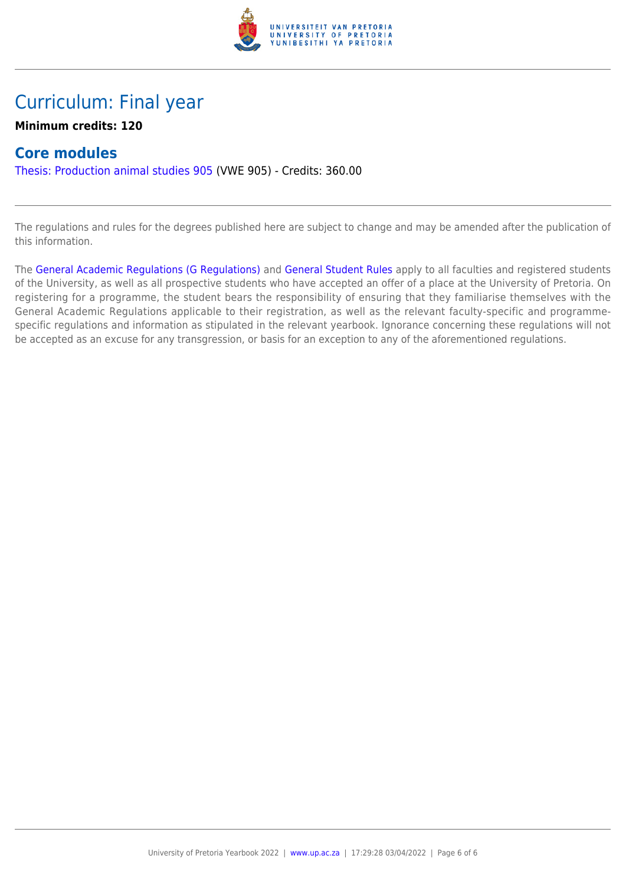# Curriculum: Final year

**Minimum credits: 120**

## Core modules

Thesis: Production animal studies 905 (VWE 905) - Credits: 360.00

The regulations and rules for the degrees published here are subject to change and may be amended after the publication of this information.

The General Academic Regulations (G Regulations) and General Student Rules apply to all faculties and registered students of the University, as well as all prospective students who have accepted an offer of a place at the University of Pretoria. On registering for a programme, the student bears the responsibility of ensuring that they familiarise themselves with the General Academic Regulations applicable to their registration, as well as the relevant faculty-specific and programme-specific regulations and information as stipulated in the relevant yearbook. Ignorance concerning these regulations will not be accepted as an excuse for any transgression, or basis for an exception to any of the aforementioned regulations.